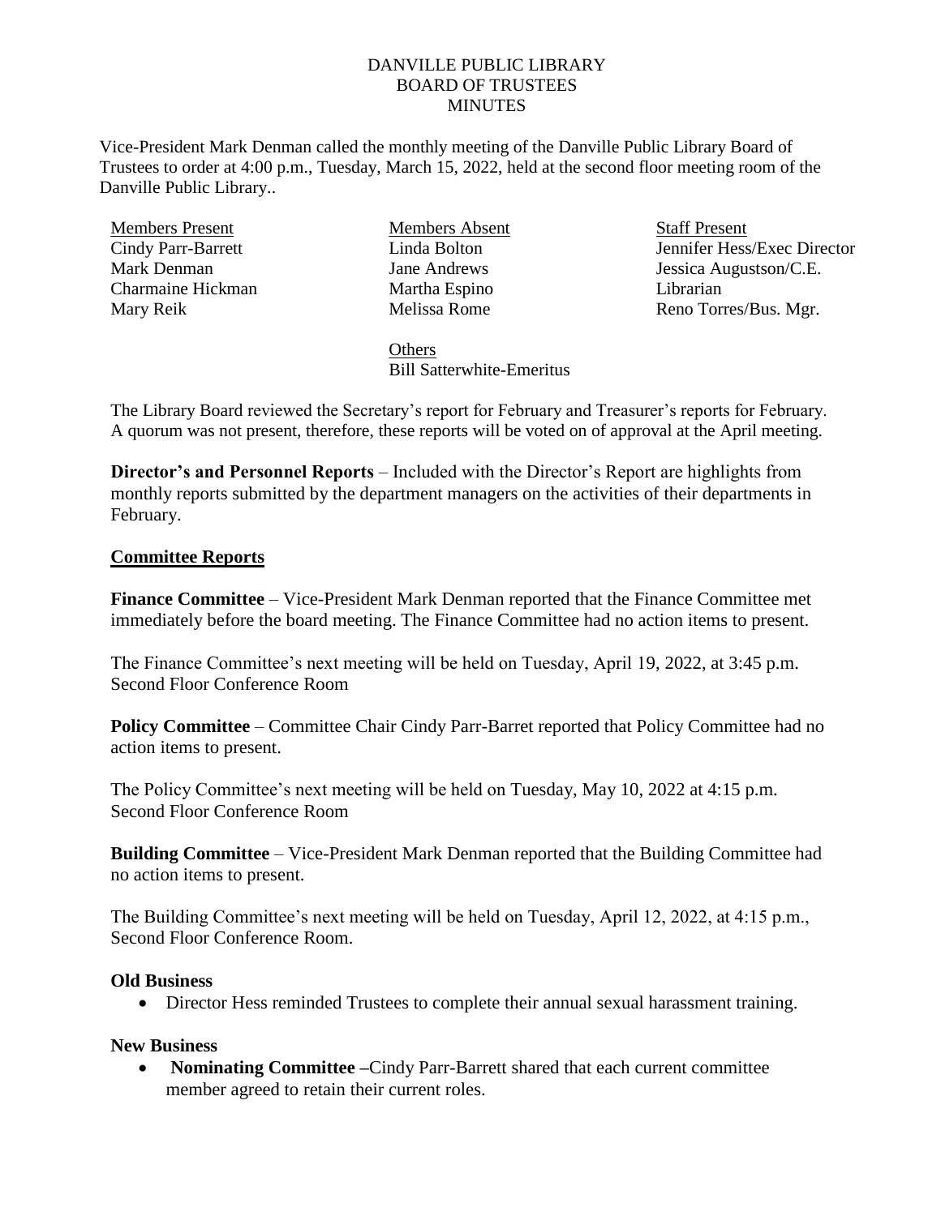# DANVILLE PUBLIC LIBRARY
## BOARD OF TRUSTEES
## MINUTES

Vice-President Mark Denman called the monthly meeting of the Danville Public Library Board of Trustees to order at 4:00 p.m., Tuesday, March 15, 2022, held at the second floor meeting room of the Danville Public Library..

| Members Present | Members Absent | Staff Present |
|---|---|---|
| Cindy Parr-Barrett | Linda Bolton | Jennifer Hess/Exec Director |
| Mark Denman | Jane Andrews | Jessica Augustson/C.E. Librarian |
| Charmaine Hickman | Martha Espino | Reno Torres/Bus. Mgr. |
| Mary Reik | Melissa Rome | |
| | Others | |
| | Bill Satterwhite-Emeritus | |

The Library Board reviewed the Secretary's report for February and Treasurer's reports for February. A quorum was not present, therefore, these reports will be voted on of approval at the April meeting.

**Director's and Personnel Reports** – Included with the Director's Report are highlights from monthly reports submitted by the department managers on the activities of their departments in February.

## Committee Reports

**Finance Committee** – Vice-President Mark Denman reported that the Finance Committee met immediately before the board meeting. The Finance Committee had no action items to present.

The Finance Committee's next meeting will be held on Tuesday, April 19, 2022, at 3:45 p.m. Second Floor Conference Room

**Policy Committee** – Committee Chair Cindy Parr-Barret reported that Policy Committee had no action items to present.

The Policy Committee's next meeting will be held on Tuesday, May 10, 2022 at 4:15 p.m. Second Floor Conference Room

**Building Committee** – Vice-President Mark Denman reported that the Building Committee had no action items to present.

The Building Committee's next meeting will be held on Tuesday, April 12, 2022, at 4:15 p.m., Second Floor Conference Room.

### Old Business

- Director Hess reminded Trustees to complete their annual sexual harassment training.

### New Business

- **Nominating Committee –**Cindy Parr-Barrett shared that each current committee member agreed to retain their current roles.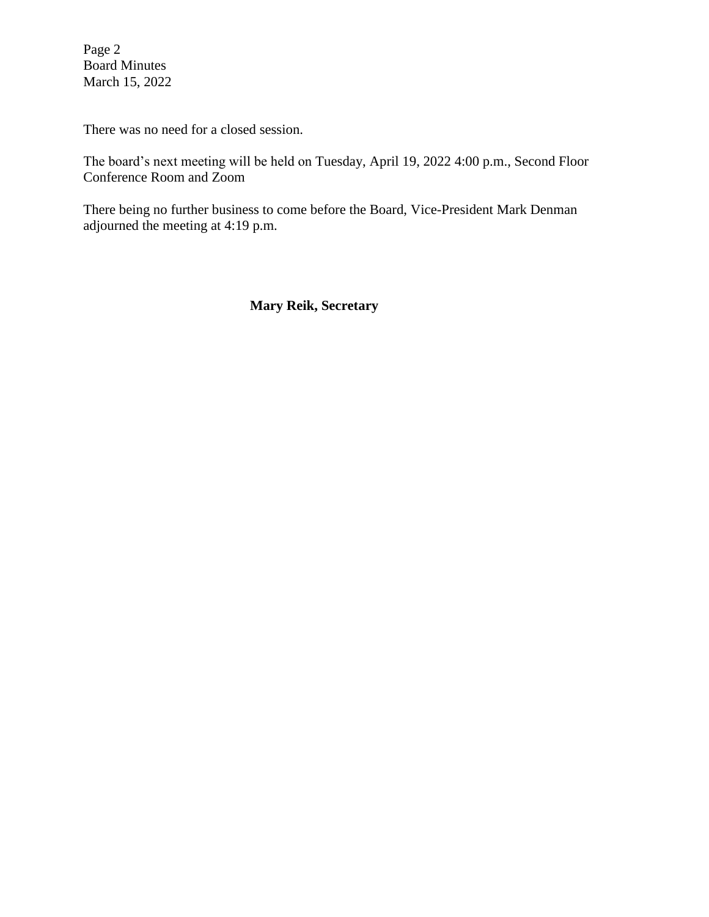There was no need for a closed session.

The board's next meeting will be held on Tuesday, April 19, 2022 4:00 p.m., Second Floor Conference Room and Zoom

There being no further business to come before the Board, Vice-President Mark Denman adjourned the meeting at 4:19 p.m.

**Mary Reik, Secretary**